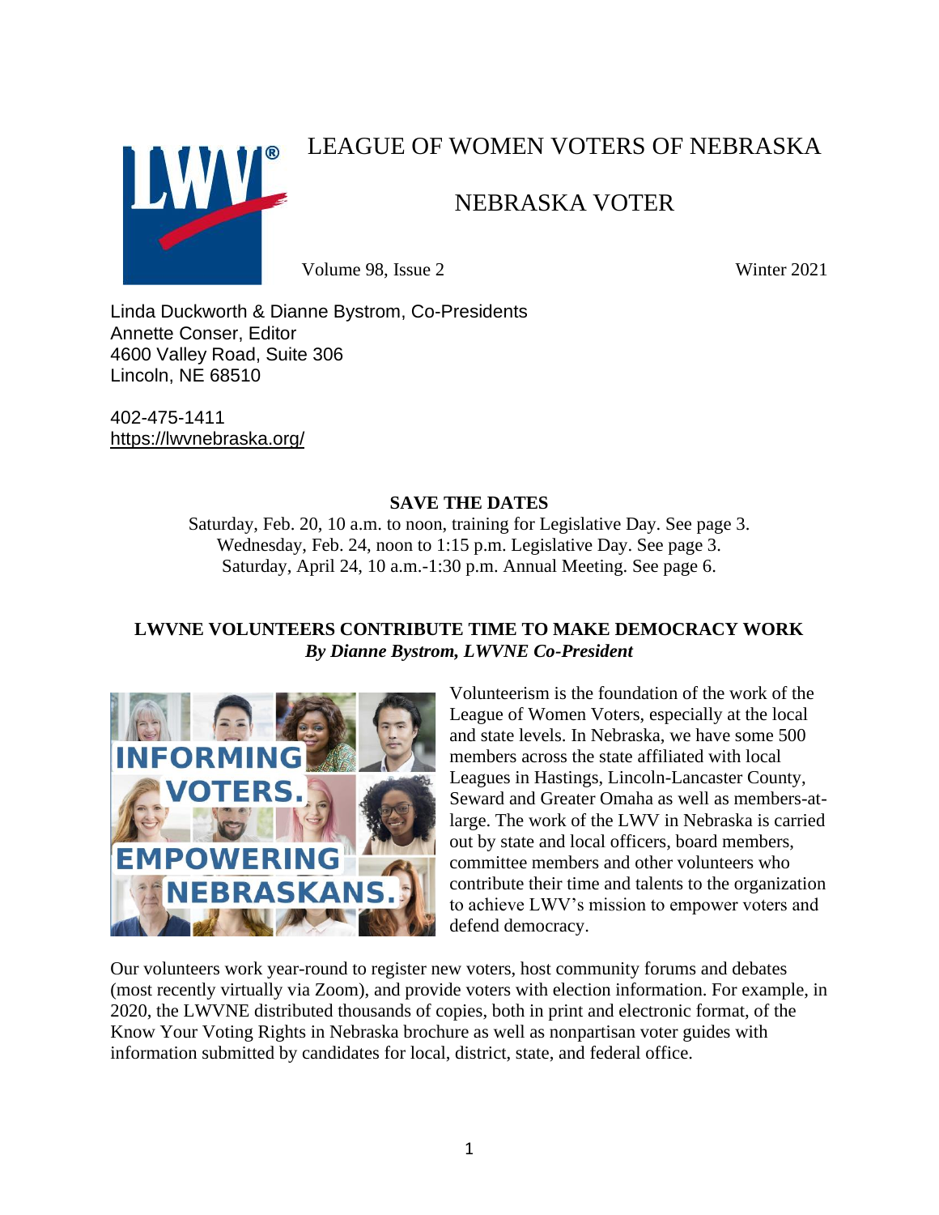# LEAGUE OF WOMEN VOTERS OF NEBRASKA

## NEBRASKA VOTER

Volume 98, Issue 2 Winter 2021

Linda Duckworth & Dianne Bystrom, Co-Presidents
Annette Conser, Editor
4600 Valley Road, Suite 306
Lincoln, NE 68510

402-475-1411
https://lwvnebraska.org/

**SAVE THE DATES**

Saturday, Feb. 20, 10 a.m. to noon, training for Legislative Day. See page 3.
Wednesday, Feb. 24, noon to 1:15 p.m. Legislative Day. See page 3.
Saturday, April 24, 10 a.m.-1:30 p.m. Annual Meeting. See page 6.

### LWVNE VOLUNTEERS CONTRIBUTE TIME TO MAKE DEMOCRACY WORK

***By Dianne Bystrom, LWVNE Co-President***

INFORMING VOTERS. EMPOWERING NEBRASKANS.

Volunteerism is the foundation of the work of the League of Women Voters, especially at the local and state levels. In Nebraska, we have some 500 members across the state affiliated with local Leagues in Hastings, Lincoln-Lancaster County, Seward and Greater Omaha as well as members-at-large. The work of the LWV in Nebraska is carried out by state and local officers, board members, committee members and other volunteers who contribute their time and talents to the organization to achieve LWV's mission to empower voters and defend democracy.

Our volunteers work year-round to register new voters, host community forums and debates (most recently virtually via Zoom), and provide voters with election information. For example, in 2020, the LWVNE distributed thousands of copies, both in print and electronic format, of the Know Your Voting Rights in Nebraska brochure as well as nonpartisan voter guides with information submitted by candidates for local, district, state, and federal office.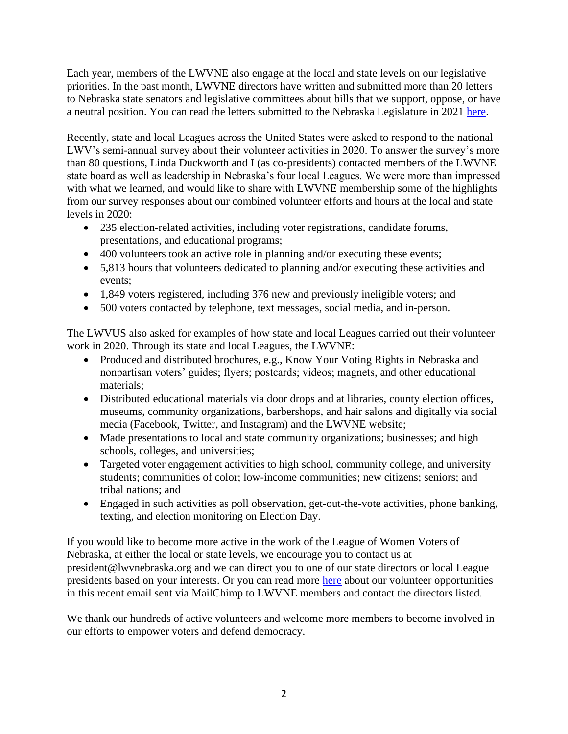Each year, members of the LWVNE also engage at the local and state levels on our legislative priorities. In the past month, LWVNE directors have written and submitted more than 20 letters to Nebraska state senators and legislative committees about bills that we support, oppose, or have a neutral position. You can read the letters submitted to the Nebraska Legislature in 2021 here.

Recently, state and local Leagues across the United States were asked to respond to the national LWV's semi-annual survey about their volunteer activities in 2020. To answer the survey's more than 80 questions, Linda Duckworth and I (as co-presidents) contacted members of the LWVNE state board as well as leadership in Nebraska's four local Leagues. We were more than impressed with what we learned, and would like to share with LWVNE membership some of the highlights from our survey responses about our combined volunteer efforts and hours at the local and state levels in 2020:

- 235 election-related activities, including voter registrations, candidate forums, presentations, and educational programs;
- 400 volunteers took an active role in planning and/or executing these events;
- 5,813 hours that volunteers dedicated to planning and/or executing these activities and events;
- 1,849 voters registered, including 376 new and previously ineligible voters; and
- 500 voters contacted by telephone, text messages, social media, and in-person.

The LWVUS also asked for examples of how state and local Leagues carried out their volunteer work in 2020. Through its state and local Leagues, the LWVNE:

- Produced and distributed brochures, e.g., Know Your Voting Rights in Nebraska and nonpartisan voters' guides; flyers; postcards; videos; magnets, and other educational materials;
- Distributed educational materials via door drops and at libraries, county election offices, museums, community organizations, barbershops, and hair salons and digitally via social media (Facebook, Twitter, and Instagram) and the LWVNE website;
- Made presentations to local and state community organizations; businesses; and high schools, colleges, and universities;
- Targeted voter engagement activities to high school, community college, and university students; communities of color; low-income communities; new citizens; seniors; and tribal nations; and
- Engaged in such activities as poll observation, get-out-the-vote activities, phone banking, texting, and election monitoring on Election Day.

If you would like to become more active in the work of the League of Women Voters of Nebraska, at either the local or state levels, we encourage you to contact us at president@lwvnebraska.org and we can direct you to one of our state directors or local League presidents based on your interests. Or you can read more here about our volunteer opportunities in this recent email sent via MailChimp to LWVNE members and contact the directors listed.

We thank our hundreds of active volunteers and welcome more members to become involved in our efforts to empower voters and defend democracy.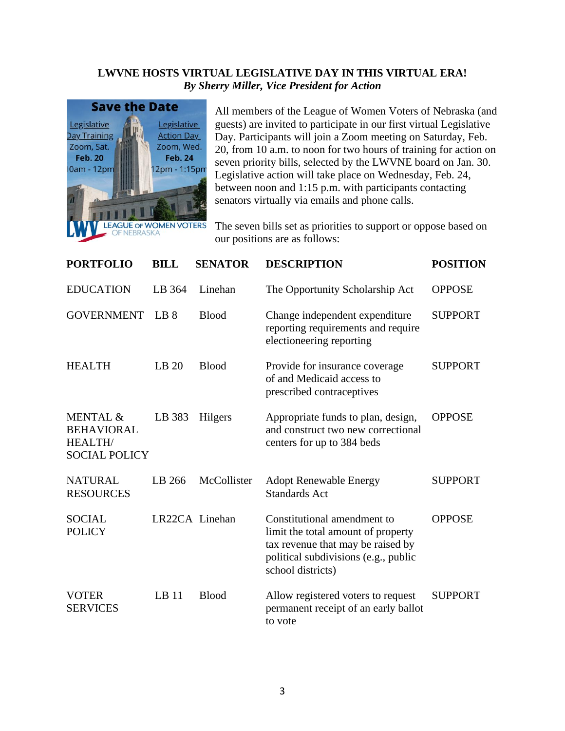**LWVNE HOSTS VIRTUAL LEGISLATIVE DAY IN THIS VIRTUAL ERA!**
***By Sherry Miller, Vice President for Action***

**Save the Date**

Legislative Day Training
Zoom, Sat.
**Feb. 20**
10am - 12pm

Legislative Action Day
Zoom, Wed.
**Feb. 24**
12pm - 1:15pm

LWV LEAGUE OF WOMEN VOTERS OF NEBRASKA

All members of the League of Women Voters of Nebraska (and guests) are invited to participate in our first virtual Legislative Day. Participants will join a Zoom meeting on Saturday, Feb. 20, from 10 a.m. to noon for two hours of training for action on seven priority bills, selected by the LWVNE board on Jan. 30. Legislative action will take place on Wednesday, Feb. 24, between noon and 1:15 p.m. with participants contacting senators virtually via emails and phone calls.

The seven bills set as priorities to support or oppose based on our positions are as follows:

| PORTFOLIO | BILL | SENATOR | DESCRIPTION | POSITION |
| --- | --- | --- | --- | --- |
| EDUCATION | LB 364 | Linehan | The Opportunity Scholarship Act | OPPOSE |
| GOVERNMENT | LB 8 | Blood | Change independent expenditure reporting requirements and require electioneering reporting | SUPPORT |
| HEALTH | LB 20 | Blood | Provide for insurance coverage of and Medicaid access to prescribed contraceptives | SUPPORT |
| MENTAL & BEHAVIORAL HEALTH/ SOCIAL POLICY | LB 383 | Hilgers | Appropriate funds to plan, design, and construct two new correctional centers for up to 384 beds | OPPOSE |
| NATURAL RESOURCES | LB 266 | McCollister | Adopt Renewable Energy Standards Act | SUPPORT |
| SOCIAL POLICY | LR22CA | Linehan | Constitutional amendment to limit the total amount of property tax revenue that may be raised by political subdivisions (e.g., public school districts) | OPPOSE |
| VOTER SERVICES | LB 11 | Blood | Allow registered voters to request permanent receipt of an early ballot to vote | SUPPORT |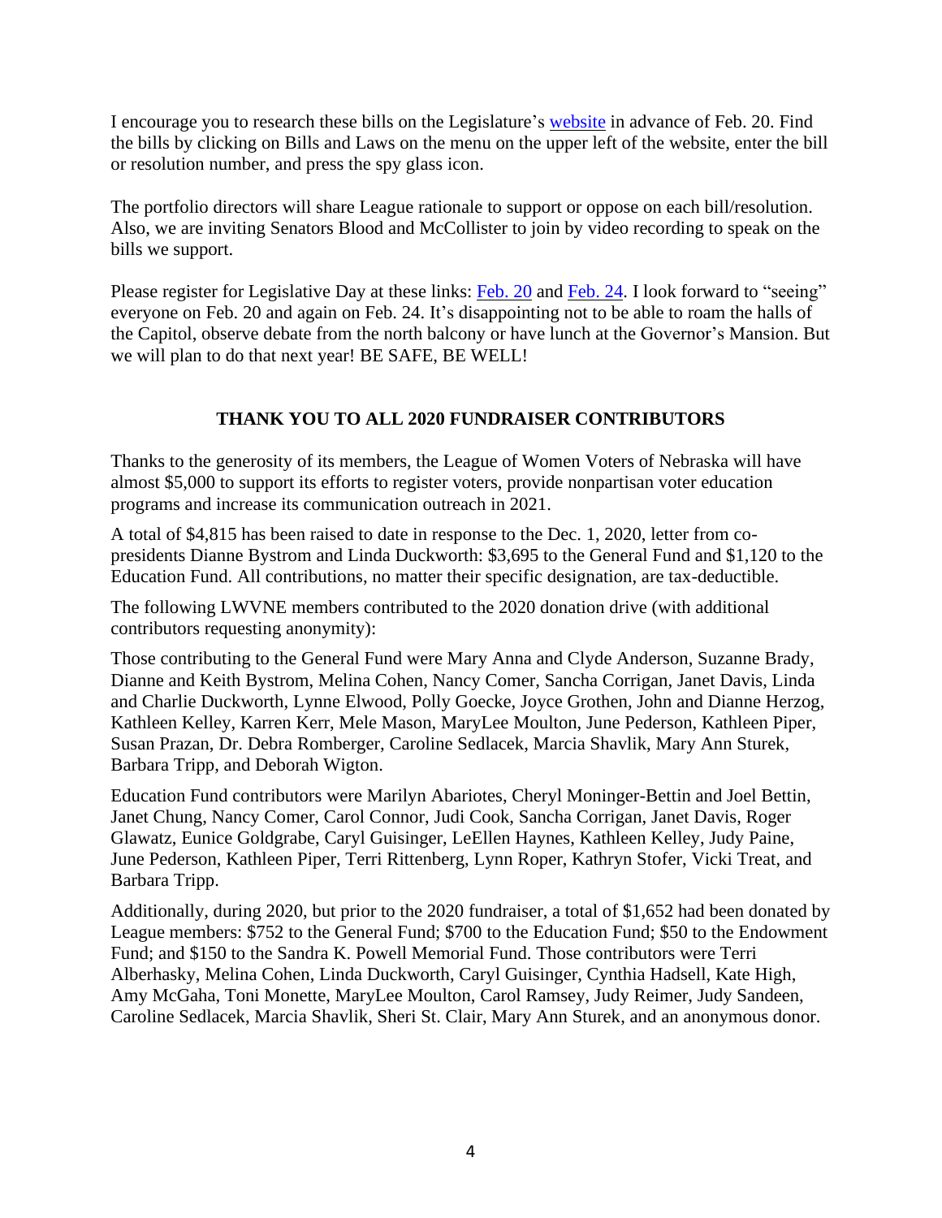I encourage you to research these bills on the Legislature's website in advance of Feb. 20. Find the bills by clicking on Bills and Laws on the menu on the upper left of the website, enter the bill or resolution number, and press the spy glass icon.

The portfolio directors will share League rationale to support or oppose on each bill/resolution. Also, we are inviting Senators Blood and McCollister to join by video recording to speak on the bills we support.

Please register for Legislative Day at these links: Feb. 20 and Feb. 24. I look forward to "seeing" everyone on Feb. 20 and again on Feb. 24. It's disappointing not to be able to roam the halls of the Capitol, observe debate from the north balcony or have lunch at the Governor's Mansion. But we will plan to do that next year! BE SAFE, BE WELL!

## THANK YOU TO ALL 2020 FUNDRAISER CONTRIBUTORS

Thanks to the generosity of its members, the League of Women Voters of Nebraska will have almost $5,000 to support its efforts to register voters, provide nonpartisan voter education programs and increase its communication outreach in 2021.

A total of $4,815 has been raised to date in response to the Dec. 1, 2020, letter from co-presidents Dianne Bystrom and Linda Duckworth: $3,695 to the General Fund and $1,120 to the Education Fund. All contributions, no matter their specific designation, are tax-deductible.

The following LWVNE members contributed to the 2020 donation drive (with additional contributors requesting anonymity):

Those contributing to the General Fund were Mary Anna and Clyde Anderson, Suzanne Brady, Dianne and Keith Bystrom, Melina Cohen, Nancy Comer, Sancha Corrigan, Janet Davis, Linda and Charlie Duckworth, Lynne Elwood, Polly Goecke, Joyce Grothen, John and Dianne Herzog, Kathleen Kelley, Karren Kerr, Mele Mason, MaryLee Moulton, June Pederson, Kathleen Piper, Susan Prazan, Dr. Debra Romberger, Caroline Sedlacek, Marcia Shavlik, Mary Ann Sturek, Barbara Tripp, and Deborah Wigton.

Education Fund contributors were Marilyn Abariotes, Cheryl Moninger-Bettin and Joel Bettin, Janet Chung, Nancy Comer, Carol Connor, Judi Cook, Sancha Corrigan, Janet Davis, Roger Glawatz, Eunice Goldgrabe, Caryl Guisinger, LeEllen Haynes, Kathleen Kelley, Judy Paine, June Pederson, Kathleen Piper, Terri Rittenberg, Lynn Roper, Kathryn Stofer, Vicki Treat, and Barbara Tripp.

Additionally, during 2020, but prior to the 2020 fundraiser, a total of $1,652 had been donated by League members: $752 to the General Fund; $700 to the Education Fund; $50 to the Endowment Fund; and $150 to the Sandra K. Powell Memorial Fund. Those contributors were Terri Alberhasky, Melina Cohen, Linda Duckworth, Caryl Guisinger, Cynthia Hadsell, Kate High, Amy McGaha, Toni Monette, MaryLee Moulton, Carol Ramsey, Judy Reimer, Judy Sandeen, Caroline Sedlacek, Marcia Shavlik, Sheri St. Clair, Mary Ann Sturek, and an anonymous donor.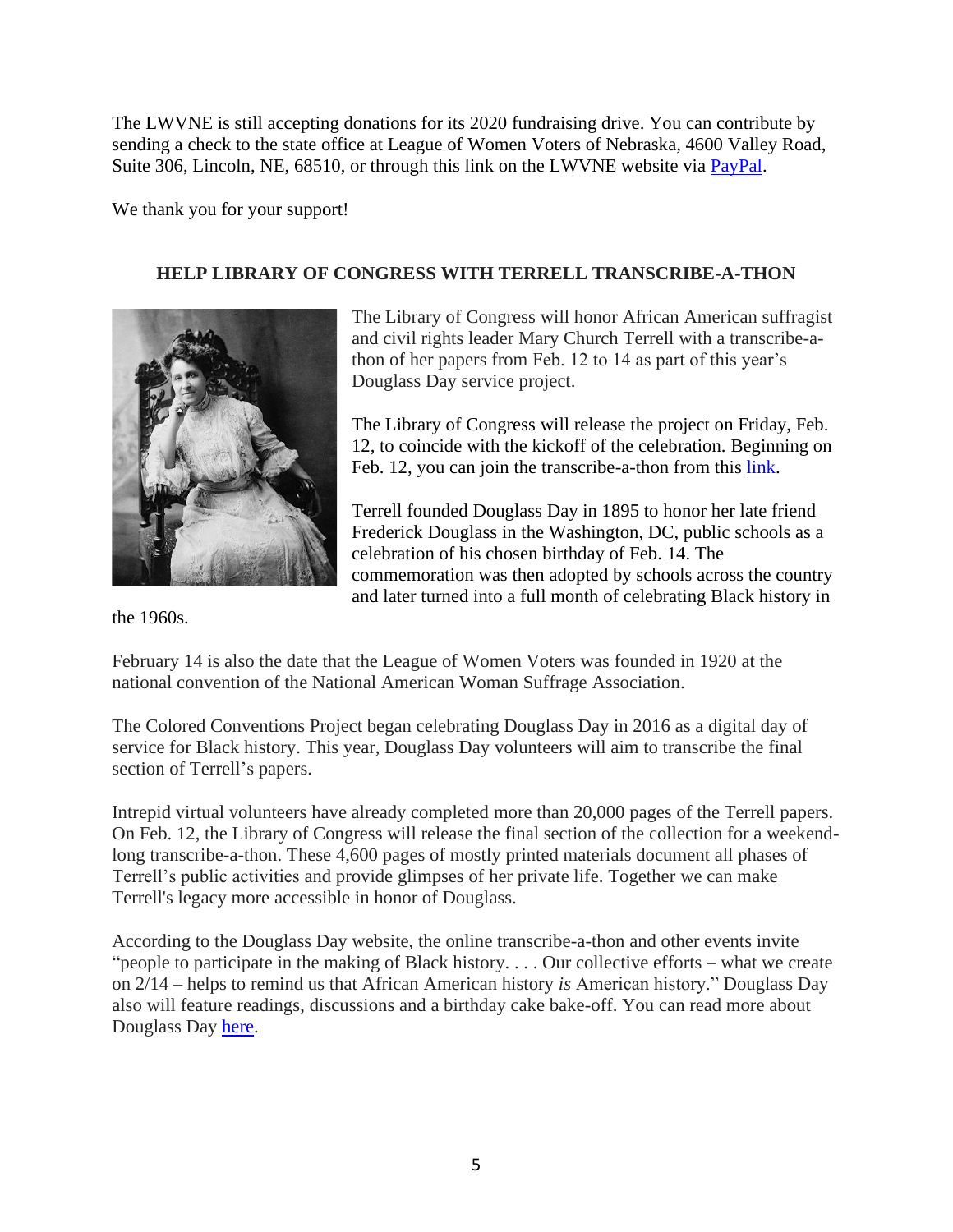The LWVNE is still accepting donations for its 2020 fundraising drive. You can contribute by sending a check to the state office at League of Women Voters of Nebraska, 4600 Valley Road, Suite 306, Lincoln, NE, 68510, or through this link on the LWVNE website via PayPal.

We thank you for your support!

## HELP LIBRARY OF CONGRESS WITH TERRELL TRANSCRIBE-A-THON

The Library of Congress will honor African American suffragist and civil rights leader Mary Church Terrell with a transcribe-a-thon of her papers from Feb. 12 to 14 as part of this year's Douglass Day service project.

The Library of Congress will release the project on Friday, Feb. 12, to coincide with the kickoff of the celebration. Beginning on Feb. 12, you can join the transcribe-a-thon from this link.

Terrell founded Douglass Day in 1895 to honor her late friend Frederick Douglass in the Washington, DC, public schools as a celebration of his chosen birthday of Feb. 14. The commemoration was then adopted by schools across the country and later turned into a full month of celebrating Black history in the 1960s.

February 14 is also the date that the League of Women Voters was founded in 1920 at the national convention of the National American Woman Suffrage Association.

The Colored Conventions Project began celebrating Douglass Day in 2016 as a digital day of service for Black history. This year, Douglass Day volunteers will aim to transcribe the final section of Terrell's papers.

Intrepid virtual volunteers have already completed more than 20,000 pages of the Terrell papers. On Feb. 12, the Library of Congress will release the final section of the collection for a weekend-long transcribe-a-thon. These 4,600 pages of mostly printed materials document all phases of Terrell's public activities and provide glimpses of her private life. Together we can make Terrell's legacy more accessible in honor of Douglass.

According to the Douglass Day website, the online transcribe-a-thon and other events invite "people to participate in the making of Black history. . . . Our collective efforts – what we create on 2/14 – helps to remind us that African American history *is* American history." Douglass Day also will feature readings, discussions and a birthday cake bake-off. You can read more about Douglass Day here.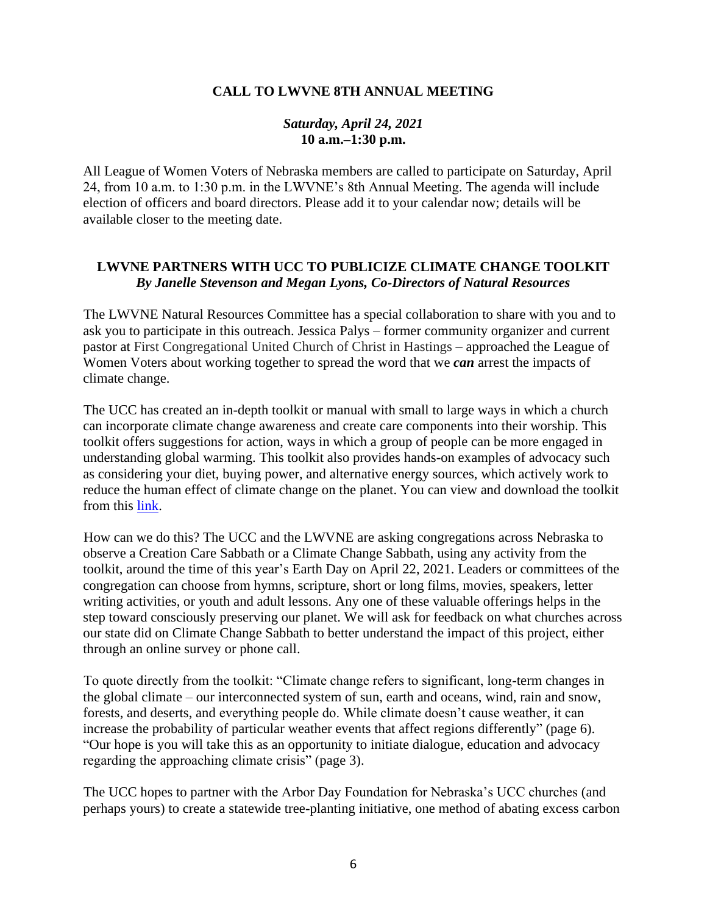## CALL TO LWVNE 8TH ANNUAL MEETING

***Saturday, April 24, 2021***
**10 a.m.–1:30 p.m.**

All League of Women Voters of Nebraska members are called to participate on Saturday, April 24, from 10 a.m. to 1:30 p.m. in the LWVNE's 8th Annual Meeting. The agenda will include election of officers and board directors. Please add it to your calendar now; details will be available closer to the meeting date.

## LWVNE PARTNERS WITH UCC TO PUBLICIZE CLIMATE CHANGE TOOLKIT

***By Janelle Stevenson and Megan Lyons, Co-Directors of Natural Resources***

The LWVNE Natural Resources Committee has a special collaboration to share with you and to ask you to participate in this outreach. Jessica Palys – former community organizer and current pastor at First Congregational United Church of Christ in Hastings – approached the League of Women Voters about working together to spread the word that we ***can*** arrest the impacts of climate change.

The UCC has created an in-depth toolkit or manual with small to large ways in which a church can incorporate climate change awareness and create care components into their worship. This toolkit offers suggestions for action, ways in which a group of people can be more engaged in understanding global warming. This toolkit also provides hands-on examples of advocacy such as considering your diet, buying power, and alternative energy sources, which actively work to reduce the human effect of climate change on the planet. You can view and download the toolkit from this link.

How can we do this? The UCC and the LWVNE are asking congregations across Nebraska to observe a Creation Care Sabbath or a Climate Change Sabbath, using any activity from the toolkit, around the time of this year's Earth Day on April 22, 2021. Leaders or committees of the congregation can choose from hymns, scripture, short or long films, movies, speakers, letter writing activities, or youth and adult lessons. Any one of these valuable offerings helps in the step toward consciously preserving our planet. We will ask for feedback on what churches across our state did on Climate Change Sabbath to better understand the impact of this project, either through an online survey or phone call.

To quote directly from the toolkit: "Climate change refers to significant, long-term changes in the global climate – our interconnected system of sun, earth and oceans, wind, rain and snow, forests, and deserts, and everything people do. While climate doesn't cause weather, it can increase the probability of particular weather events that affect regions differently" (page 6). "Our hope is you will take this as an opportunity to initiate dialogue, education and advocacy regarding the approaching climate crisis" (page 3).

The UCC hopes to partner with the Arbor Day Foundation for Nebraska's UCC churches (and perhaps yours) to create a statewide tree-planting initiative, one method of abating excess carbon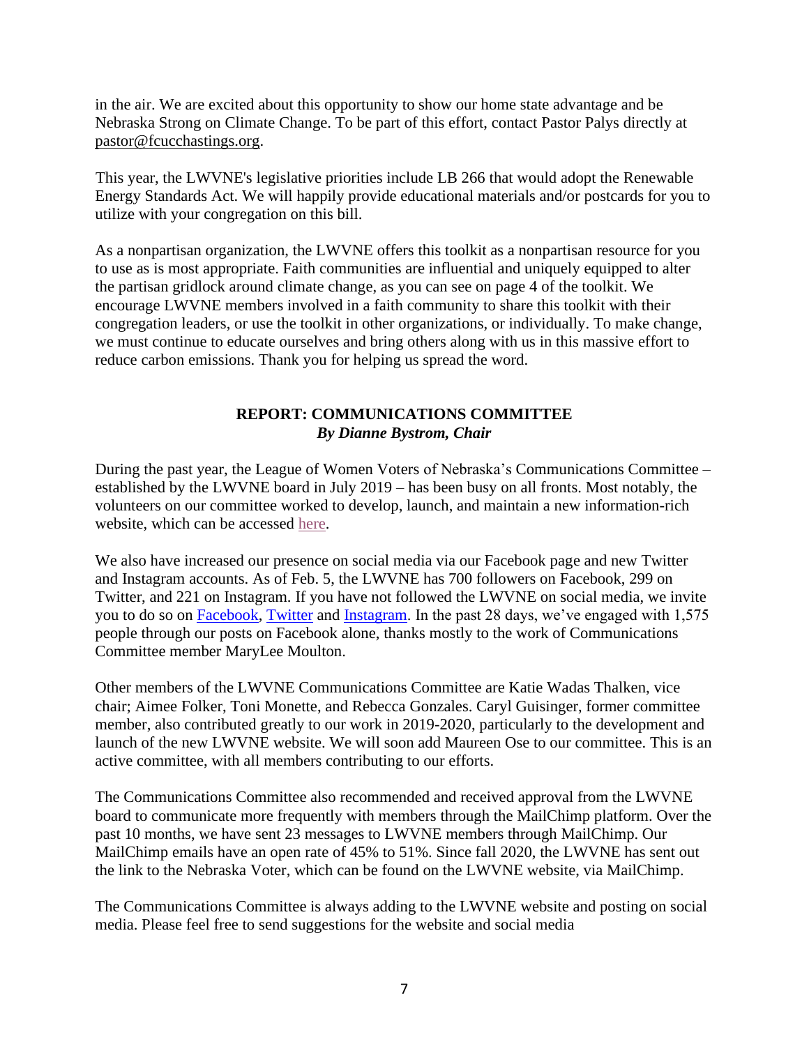in the air. We are excited about this opportunity to show our home state advantage and be Nebraska Strong on Climate Change. To be part of this effort, contact Pastor Palys directly at pastor@fcucchastings.org.

This year, the LWVNE's legislative priorities include LB 266 that would adopt the Renewable Energy Standards Act. We will happily provide educational materials and/or postcards for you to utilize with your congregation on this bill.

As a nonpartisan organization, the LWVNE offers this toolkit as a nonpartisan resource for you to use as is most appropriate. Faith communities are influential and uniquely equipped to alter the partisan gridlock around climate change, as you can see on page 4 of the toolkit. We encourage LWVNE members involved in a faith community to share this toolkit with their congregation leaders, or use the toolkit in other organizations, or individually. To make change, we must continue to educate ourselves and bring others along with us in this massive effort to reduce carbon emissions. Thank you for helping us spread the word.

## REPORT: COMMUNICATIONS COMMITTEE

***By Dianne Bystrom, Chair***

During the past year, the League of Women Voters of Nebraska's Communications Committee – established by the LWVNE board in July 2019 – has been busy on all fronts. Most notably, the volunteers on our committee worked to develop, launch, and maintain a new information-rich website, which can be accessed here.

We also have increased our presence on social media via our Facebook page and new Twitter and Instagram accounts. As of Feb. 5, the LWVNE has 700 followers on Facebook, 299 on Twitter, and 221 on Instagram. If you have not followed the LWVNE on social media, we invite you to do so on Facebook, Twitter and Instagram. In the past 28 days, we've engaged with 1,575 people through our posts on Facebook alone, thanks mostly to the work of Communications Committee member MaryLee Moulton.

Other members of the LWVNE Communications Committee are Katie Wadas Thalken, vice chair; Aimee Folker, Toni Monette, and Rebecca Gonzales. Caryl Guisinger, former committee member, also contributed greatly to our work in 2019-2020, particularly to the development and launch of the new LWVNE website. We will soon add Maureen Ose to our committee. This is an active committee, with all members contributing to our efforts.

The Communications Committee also recommended and received approval from the LWVNE board to communicate more frequently with members through the MailChimp platform. Over the past 10 months, we have sent 23 messages to LWVNE members through MailChimp. Our MailChimp emails have an open rate of 45% to 51%. Since fall 2020, the LWVNE has sent out the link to the Nebraska Voter, which can be found on the LWVNE website, via MailChimp.

The Communications Committee is always adding to the LWVNE website and posting on social media. Please feel free to send suggestions for the website and social media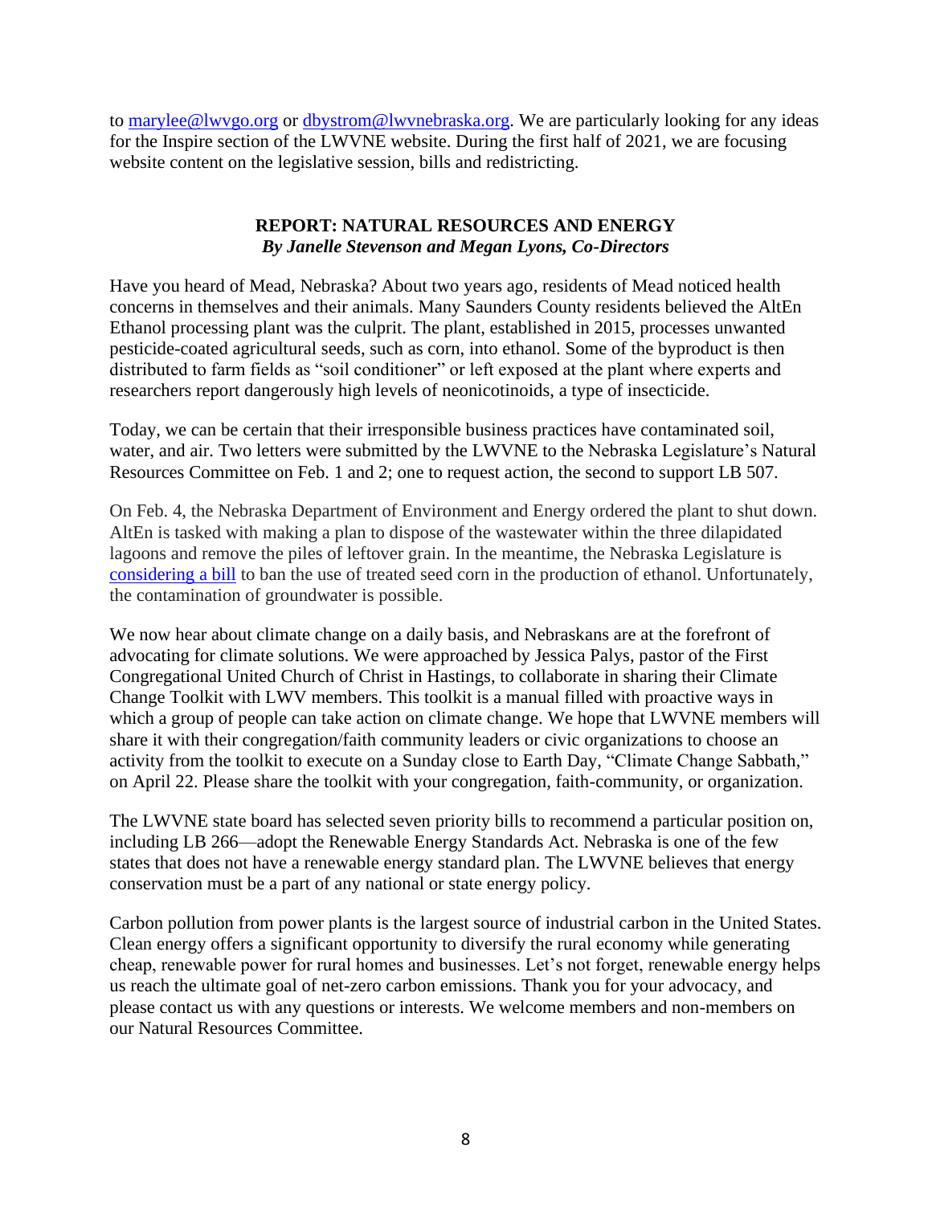to marylee@lwvgo.org or dbystrom@lwvnebraska.org. We are particularly looking for any ideas for the Inspire section of the LWVNE website. During the first half of 2021, we are focusing website content on the legislative session, bills and redistricting.

## REPORT: NATURAL RESOURCES AND ENERGY

***By Janelle Stevenson and Megan Lyons, Co-Directors***

Have you heard of Mead, Nebraska? About two years ago, residents of Mead noticed health concerns in themselves and their animals. Many Saunders County residents believed the AltEn Ethanol processing plant was the culprit. The plant, established in 2015, processes unwanted pesticide-coated agricultural seeds, such as corn, into ethanol. Some of the byproduct is then distributed to farm fields as "soil conditioner" or left exposed at the plant where experts and researchers report dangerously high levels of neonicotinoids, a type of insecticide.

Today, we can be certain that their irresponsible business practices have contaminated soil, water, and air. Two letters were submitted by the LWVNE to the Nebraska Legislature's Natural Resources Committee on Feb. 1 and 2; one to request action, the second to support LB 507.

On Feb. 4, the Nebraska Department of Environment and Energy ordered the plant to shut down. AltEn is tasked with making a plan to dispose of the wastewater within the three dilapidated lagoons and remove the piles of leftover grain. In the meantime, the Nebraska Legislature is considering a bill to ban the use of treated seed corn in the production of ethanol. Unfortunately, the contamination of groundwater is possible.

We now hear about climate change on a daily basis, and Nebraskans are at the forefront of advocating for climate solutions. We were approached by Jessica Palys, pastor of the First Congregational United Church of Christ in Hastings, to collaborate in sharing their Climate Change Toolkit with LWV members. This toolkit is a manual filled with proactive ways in which a group of people can take action on climate change. We hope that LWVNE members will share it with their congregation/faith community leaders or civic organizations to choose an activity from the toolkit to execute on a Sunday close to Earth Day, "Climate Change Sabbath," on April 22. Please share the toolkit with your congregation, faith-community, or organization.

The LWVNE state board has selected seven priority bills to recommend a particular position on, including LB 266—adopt the Renewable Energy Standards Act. Nebraska is one of the few states that does not have a renewable energy standard plan. The LWVNE believes that energy conservation must be a part of any national or state energy policy.

Carbon pollution from power plants is the largest source of industrial carbon in the United States. Clean energy offers a significant opportunity to diversify the rural economy while generating cheap, renewable power for rural homes and businesses. Let's not forget, renewable energy helps us reach the ultimate goal of net-zero carbon emissions. Thank you for your advocacy, and please contact us with any questions or interests. We welcome members and non-members on our Natural Resources Committee.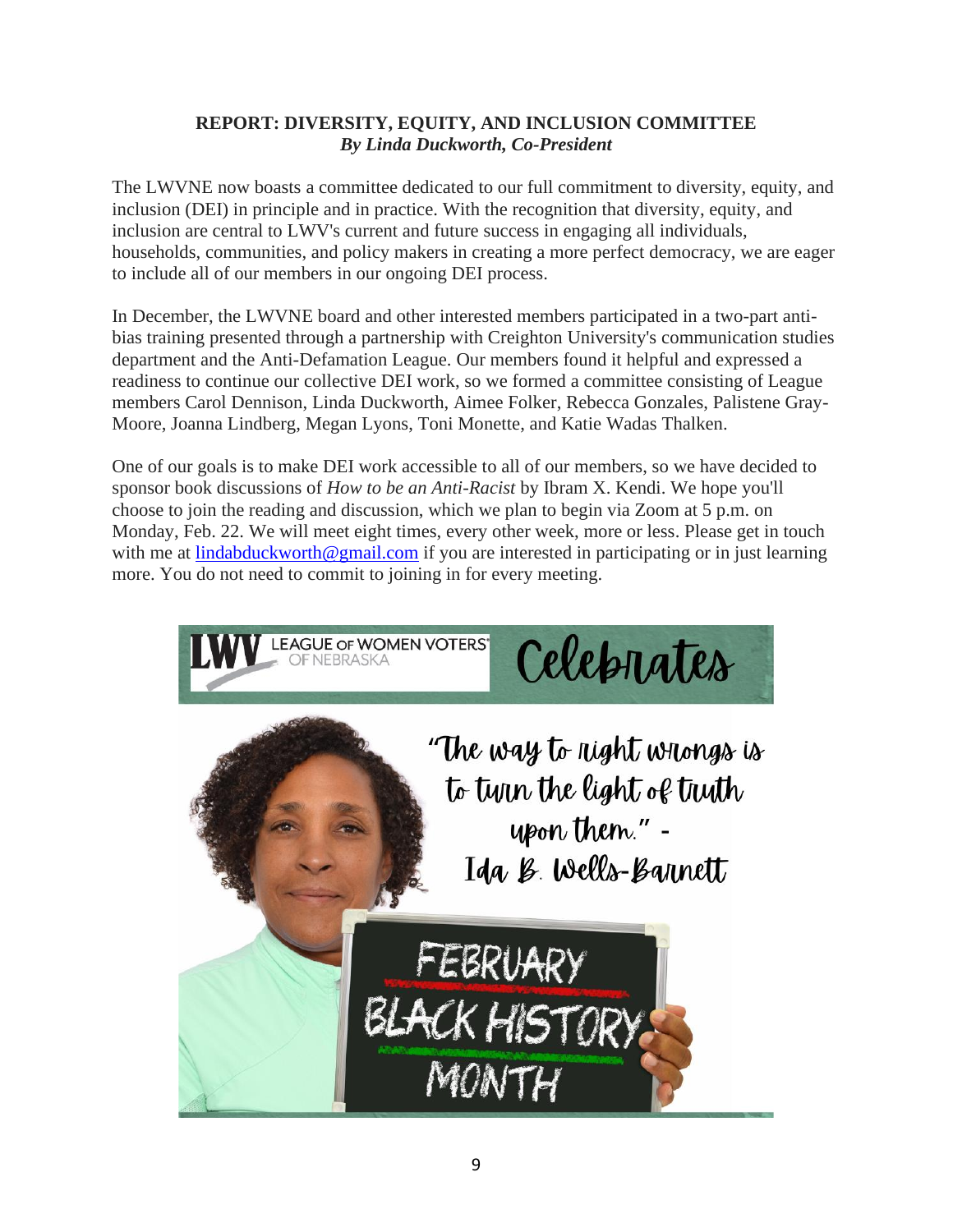**REPORT: DIVERSITY, EQUITY, AND INCLUSION COMMITTEE**
***By Linda Duckworth, Co-President***

The LWVNE now boasts a committee dedicated to our full commitment to diversity, equity, and inclusion (DEI) in principle and in practice. With the recognition that diversity, equity, and inclusion are central to LWV's current and future success in engaging all individuals, households, communities, and policy makers in creating a more perfect democracy, we are eager to include all of our members in our ongoing DEI process.

In December, the LWVNE board and other interested members participated in a two-part anti-bias training presented through a partnership with Creighton University's communication studies department and the Anti-Defamation League. Our members found it helpful and expressed a readiness to continue our collective DEI work, so we formed a committee consisting of League members Carol Dennison, Linda Duckworth, Aimee Folker, Rebecca Gonzales, Palistene Gray-Moore, Joanna Lindberg, Megan Lyons, Toni Monette, and Katie Wadas Thalken.

One of our goals is to make DEI work accessible to all of our members, so we have decided to sponsor book discussions of *How to be an Anti-Racist* by Ibram X. Kendi. We hope you'll choose to join the reading and discussion, which we plan to begin via Zoom at 5 p.m. on Monday, Feb. 22. We will meet eight times, every other week, more or less. Please get in touch with me at lindabduckworth@gmail.com if you are interested in participating or in just learning more. You do not need to commit to joining in for every meeting.

LWV LEAGUE OF WOMEN VOTERS OF NEBRASKA Celebrates

"The way to right wrongs is to turn the light of truth upon them." - Ida B. Wells-Barnett

FEBRUARY BLACK HISTORY MONTH